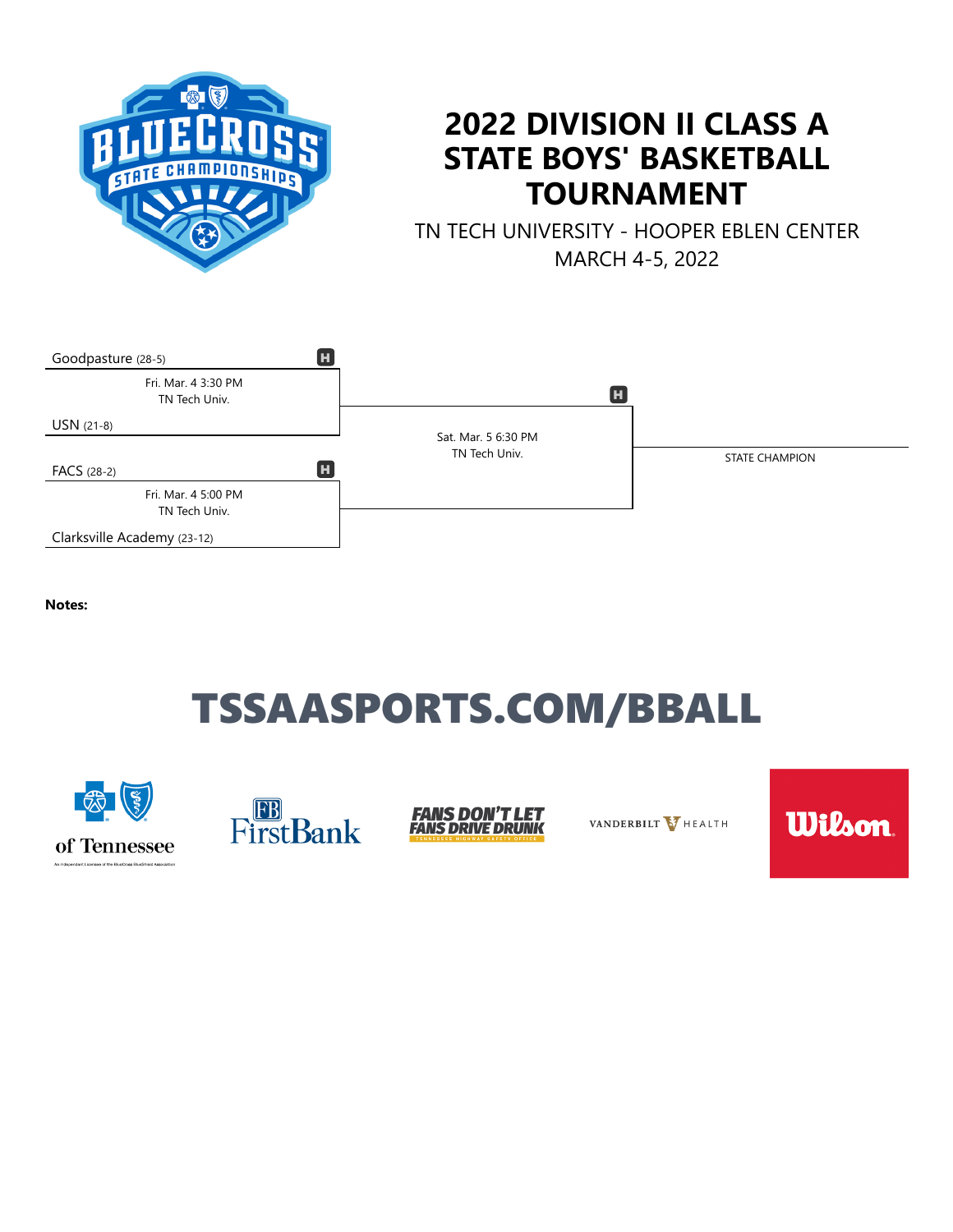# 2022 DIVISION II CLASS A STATE BOYS' BASKETBALL TOURNAMENT

TN TECH UNIVERSITY - HOOPER EBLEN CENTER

MARCH 4-5, 2022

Goodpasture (28-5) H

Fri. Mar. 4 3:30 PM
TN Tech Univ.

USN (21-8)

H

Sat. Mar. 5 6:30 PM
TN Tech Univ.

STATE CHAMPION

FACS (28-2) H

Fri. Mar. 4 5:00 PM
TN Tech Univ.

Clarksville Academy (23-12)

**Notes:**

# TSSAASPORTS.COM/BBALL

of Tennessee

An Independent Licensee of the BlueCross BlueShield Association

FirstBank

FANS DON'T LET FANS DRIVE DRUNK

TENNESSEE HIGHWAY SAFETY OFFICE

VANDERBILT HEALTH

Wilson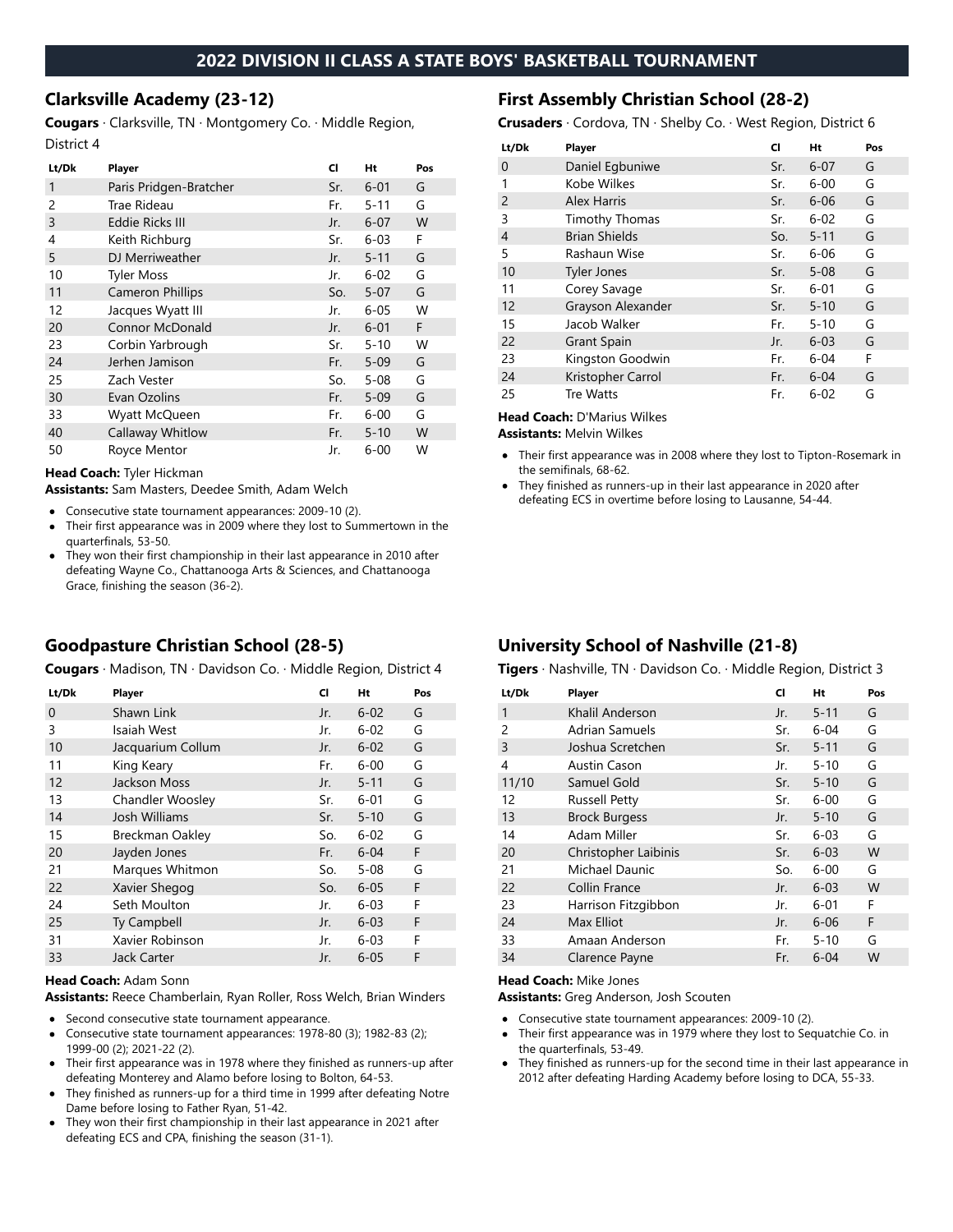# 2022 DIVISION II CLASS A STATE BOYS' BASKETBALL TOURNAMENT

## Clarksville Academy (23-12)

**Cougars** · Clarksville, TN · Montgomery Co. · Middle Region, District 4

| Lt/Dk | Player | Cl | Ht | Pos |
|---|---|---|---|---|
| 1 | Paris Pridgen-Bratcher | Sr. | 6-01 | G |
| 2 | Trae Rideau | Fr. | 5-11 | G |
| 3 | Eddie Ricks III | Jr. | 6-07 | W |
| 4 | Keith Richburg | Sr. | 6-03 | F |
| 5 | DJ Merriweather | Jr. | 5-11 | G |
| 10 | Tyler Moss | Jr. | 6-02 | G |
| 11 | Cameron Phillips | So. | 5-07 | G |
| 12 | Jacques Wyatt III | Jr. | 6-05 | W |
| 20 | Connor McDonald | Jr. | 6-01 | F |
| 23 | Corbin Yarbrough | Sr. | 5-10 | W |
| 24 | Jerhen Jamison | Fr. | 5-09 | G |
| 25 | Zach Vester | So. | 5-08 | G |
| 30 | Evan Ozolins | Fr. | 5-09 | G |
| 33 | Wyatt McQueen | Fr. | 6-00 | G |
| 40 | Callaway Whitlow | Fr. | 5-10 | W |
| 50 | Royce Mentor | Jr. | 6-00 | W |

**Head Coach:** Tyler Hickman
**Assistants:** Sam Masters, Deedee Smith, Adam Welch

- Consecutive state tournament appearances: 2009-10 (2).
- Their first appearance was in 2009 where they lost to Summertown in the quarterfinals, 53-50.
- They won their first championship in their last appearance in 2010 after defeating Wayne Co., Chattanooga Arts & Sciences, and Chattanooga Grace, finishing the season (36-2).

## First Assembly Christian School (28-2)

**Crusaders** · Cordova, TN · Shelby Co. · West Region, District 6

| Lt/Dk | Player | Cl | Ht | Pos |
|---|---|---|---|---|
| 0 | Daniel Egbuniwe | Sr. | 6-07 | G |
| 1 | Kobe Wilkes | Sr. | 6-00 | G |
| 2 | Alex Harris | Sr. | 6-06 | G |
| 3 | Timothy Thomas | Sr. | 6-02 | G |
| 4 | Brian Shields | So. | 5-11 | G |
| 5 | Rashaun Wise | Sr. | 6-06 | G |
| 10 | Tyler Jones | Sr. | 5-08 | G |
| 11 | Corey Savage | Sr. | 6-01 | G |
| 12 | Grayson Alexander | Sr. | 5-10 | G |
| 15 | Jacob Walker | Fr. | 5-10 | G |
| 22 | Grant Spain | Jr. | 6-03 | G |
| 23 | Kingston Goodwin | Fr. | 6-04 | F |
| 24 | Kristopher Carrol | Fr. | 6-04 | G |
| 25 | Tre Watts | Fr. | 6-02 | G |

**Head Coach:** D'Marius Wilkes
**Assistants:** Melvin Wilkes

- Their first appearance was in 2008 where they lost to Tipton-Rosemark in the semifinals, 68-62.
- They finished as runners-up in their last appearance in 2020 after defeating ECS in overtime before losing to Lausanne, 54-44.

## Goodpasture Christian School (28-5)

**Cougars** · Madison, TN · Davidson Co. · Middle Region, District 4

| Lt/Dk | Player | Cl | Ht | Pos |
|---|---|---|---|---|
| 0 | Shawn Link | Jr. | 6-02 | G |
| 3 | Isaiah West | Jr. | 6-02 | G |
| 10 | Jacquarium Collum | Jr. | 6-02 | G |
| 11 | King Keary | Fr. | 6-00 | G |
| 12 | Jackson Moss | Jr. | 5-11 | G |
| 13 | Chandler Woosley | Sr. | 6-01 | G |
| 14 | Josh Williams | Sr. | 5-10 | G |
| 15 | Breckman Oakley | So. | 6-02 | G |
| 20 | Jayden Jones | Fr. | 6-04 | F |
| 21 | Marques Whitmon | So. | 5-08 | G |
| 22 | Xavier Shegog | So. | 6-05 | F |
| 24 | Seth Moulton | Jr. | 6-03 | F |
| 25 | Ty Campbell | Jr. | 6-03 | F |
| 31 | Xavier Robinson | Jr. | 6-03 | F |
| 33 | Jack Carter | Jr. | 6-05 | F |

**Head Coach:** Adam Sonn
**Assistants:** Reece Chamberlain, Ryan Roller, Ross Welch, Brian Winders

- Second consecutive state tournament appearance.
- Consecutive state tournament appearances: 1978-80 (3); 1982-83 (2); 1999-00 (2); 2021-22 (2).
- Their first appearance was in 1978 where they finished as runners-up after defeating Monterey and Alamo before losing to Bolton, 64-53.
- They finished as runners-up for a third time in 1999 after defeating Notre Dame before losing to Father Ryan, 51-42.
- They won their first championship in their last appearance in 2021 after defeating ECS and CPA, finishing the season (31-1).

## University School of Nashville (21-8)

**Tigers** · Nashville, TN · Davidson Co. · Middle Region, District 3

| Lt/Dk | Player | Cl | Ht | Pos |
|---|---|---|---|---|
| 1 | Khalil Anderson | Jr. | 5-11 | G |
| 2 | Adrian Samuels | Sr. | 6-04 | G |
| 3 | Joshua Scretchen | Sr. | 5-11 | G |
| 4 | Austin Cason | Jr. | 5-10 | G |
| 11/10 | Samuel Gold | Sr. | 5-10 | G |
| 12 | Russell Petty | Sr. | 6-00 | G |
| 13 | Brock Burgess | Jr. | 5-10 | G |
| 14 | Adam Miller | Sr. | 6-03 | G |
| 20 | Christopher Laibinis | Sr. | 6-03 | W |
| 21 | Michael Daunic | So. | 6-00 | G |
| 22 | Collin France | Jr. | 6-03 | W |
| 23 | Harrison Fitzgibbon | Jr. | 6-01 | F |
| 24 | Max Elliot | Jr. | 6-06 | F |
| 33 | Amaan Anderson | Fr. | 5-10 | G |
| 34 | Clarence Payne | Fr. | 6-04 | W |

**Head Coach:** Mike Jones
**Assistants:** Greg Anderson, Josh Scouten

- Consecutive state tournament appearances: 2009-10 (2).
- Their first appearance was in 1979 where they lost to Sequatchie Co. in the quarterfinals, 53-49.
- They finished as runners-up for the second time in their last appearance in 2012 after defeating Harding Academy before losing to DCA, 55-33.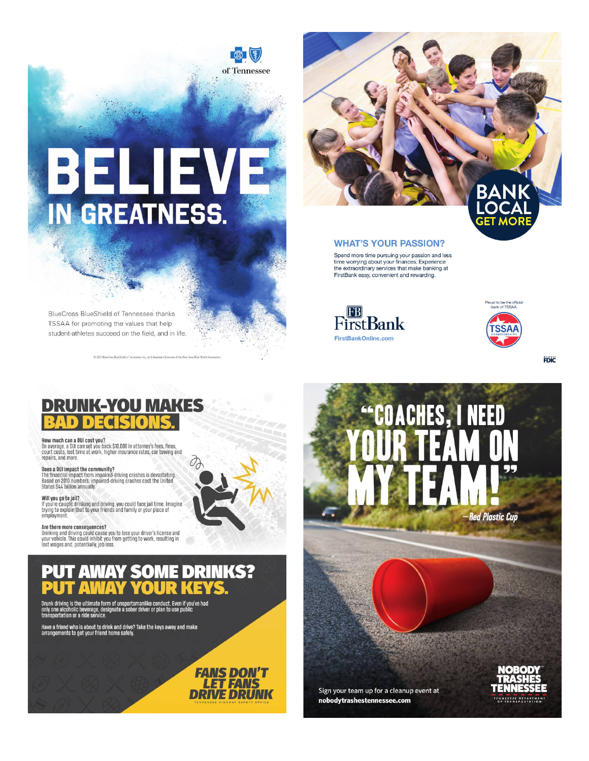of Tennessee

# BELIEVE IN GREATNESS.

BlueCross BlueShield of Tennessee thanks TSSAA for promoting the values that help student-athletes succeed on the field, and in life.

© 2021 BlueCross BlueShield of Tennessee, Inc., an Independent Licensee of the BlueCross BlueShield Association.

BANK LOCAL GET MORE

## WHAT'S YOUR PASSION?

Spend more time pursuing your passion and less time worrying about your finances. Experience the extraordinary services that make banking at FirstBank easy, convenient and rewarding.

FirstBank

FirstBankOnline.com

Proud to be the official bank of TSSAA.

TSSAA CHAMPIONSHIPS

Member FDIC

# DRUNK-YOU MAKES BAD DECISIONS.

**How much can a DUI cost you?**
On average, a DUI can set you back $10,000 in attorney's fees, fines, court costs, lost time at work, higher insurance rates, car towing and repairs, and more.

**Does a DUI impact the community?**
The financial impact from impaired-driving crashes is devastating. Based on 2010 numbers, impaired-driving crashes cost the United States $44 billion annually.

**Will you go to jail?**
If you're caught drinking and driving, you could face jail time. Imagine trying to explain that to your friends and family or your place of employment.

**Are there more consequences?**
Drinking and driving could cause you to lose your driver's license and your vehicle. This could inhibit you from getting to work, resulting in lost wages and, potentially, job loss.

# PUT AWAY SOME DRINKS? PUT AWAY YOUR KEYS.

Drunk driving is the ultimate form of unsportsmanlike conduct. Even if you've had only one alcoholic beverage, designate a sober driver or plan to use public transportation or a ride service.

Have a friend who is about to drink and drive? Take the keys away and make arrangements to get your friend home safely.

FANS DON'T LET FANS DRIVE DRUNK

TENNESSEE HIGHWAY SAFETY OFFICE

# "COACHES, I NEED YOUR TEAM ON MY TEAM!"

*—Red Plastic Cup*

Sign your team up for a cleanup event at **nobodytrashestennessee.com**

NOBODY TRASHES TENNESSEE

TENNESSEE DEPARTMENT OF TRANSPORTATION